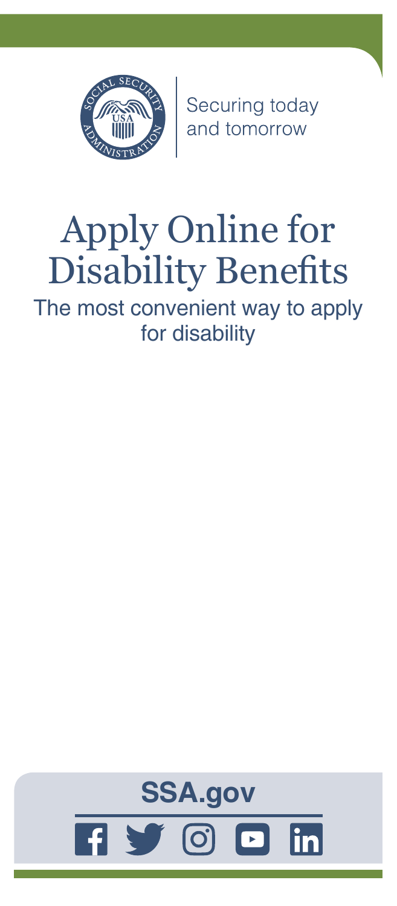Securing today and tomorrow

# Apply Online for Disability Benefits

The most convenient way to apply for disability

**SSA.gov**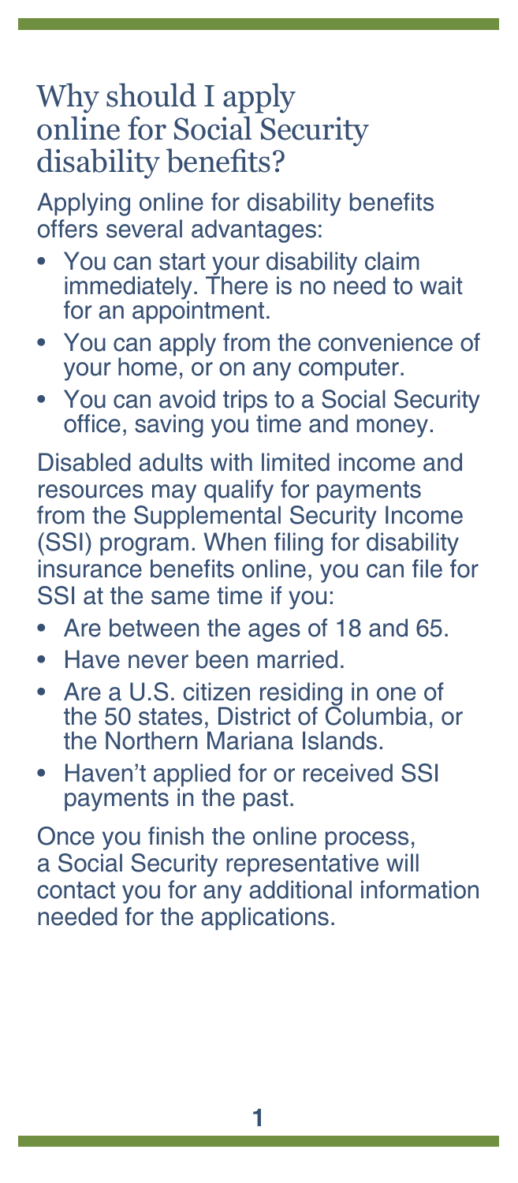## Why should I apply online for Social Security disability benefits?

Applying online for disability benefits offers several advantages:

- You can start your disability claim immediately. There is no need to wait for an appointment.
- You can apply from the convenience of your home, or on any computer.
- You can avoid trips to a Social Security office, saving you time and money.

Disabled adults with limited income and resources may qualify for payments from the Supplemental Security Income (SSI) program. When filing for disability insurance benefits online, you can file for SSI at the same time if you:

- Are between the ages of 18 and 65.
- Have never been married.
- Are a U.S. citizen residing in one of the 50 states, District of Columbia, or the Northern Mariana Islands.
- Haven't applied for or received SSI payments in the past.

Once you finish the online process, a Social Security representative will contact you for any additional information needed for the applications.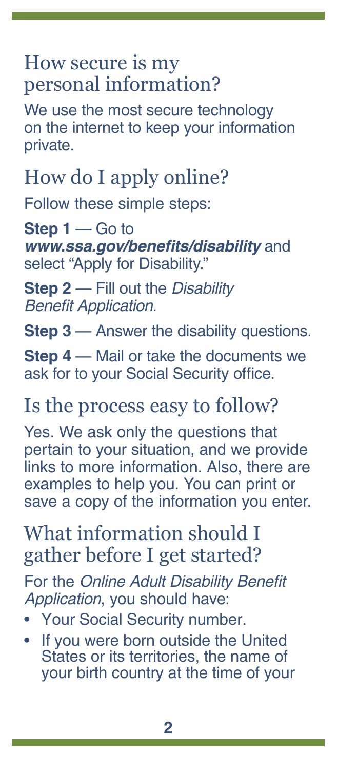## How secure is my personal information?

We use the most secure technology on the internet to keep your information private.

## How do I apply online?

Follow these simple steps:

**Step 1** — Go to ***www.ssa.gov/benefits/disability*** and select "Apply for Disability."

**Step 2** — Fill out the *Disability Benefit Application*.

**Step 3** — Answer the disability questions.

**Step 4** — Mail or take the documents we ask for to your Social Security office.

## Is the process easy to follow?

Yes. We ask only the questions that pertain to your situation, and we provide links to more information. Also, there are examples to help you. You can print or save a copy of the information you enter.

## What information should I gather before I get started?

For the *Online Adult Disability Benefit Application*, you should have:

- Your Social Security number.
- If you were born outside the United States or its territories, the name of your birth country at the time of your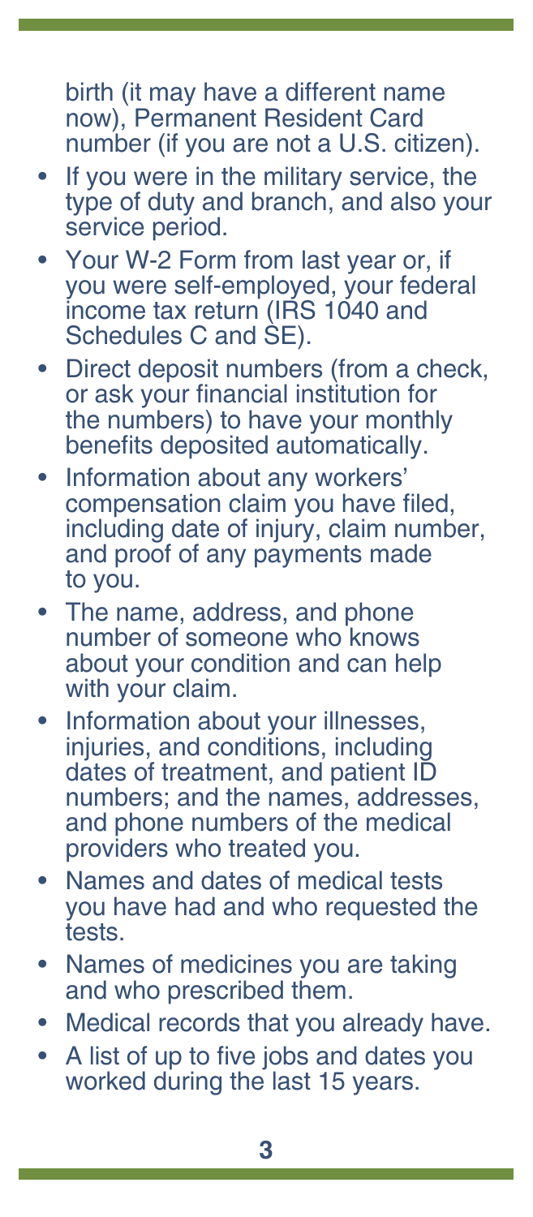birth (it may have a different name now), Permanent Resident Card number (if you are not a U.S. citizen).

- If you were in the military service, the type of duty and branch, and also your service period.
- Your W-2 Form from last year or, if you were self-employed, your federal income tax return (IRS 1040 and Schedules C and SE).
- Direct deposit numbers (from a check, or ask your financial institution for the numbers) to have your monthly benefits deposited automatically.
- Information about any workers' compensation claim you have filed, including date of injury, claim number, and proof of any payments made to you.
- The name, address, and phone number of someone who knows about your condition and can help with your claim.
- Information about your illnesses, injuries, and conditions, including dates of treatment, and patient ID numbers; and the names, addresses, and phone numbers of the medical providers who treated you.
- Names and dates of medical tests you have had and who requested the tests.
- Names of medicines you are taking and who prescribed them.
- Medical records that you already have.
- A list of up to five jobs and dates you worked during the last 15 years.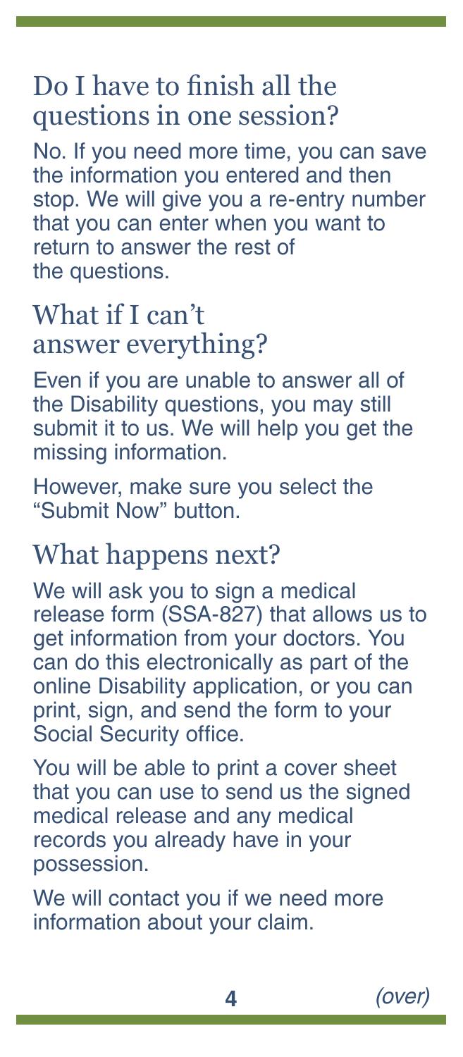## Do I have to finish all the questions in one session?

No. If you need more time, you can save the information you entered and then stop. We will give you a re-entry number that you can enter when you want to return to answer the rest of the questions.

## What if I can't answer everything?

Even if you are unable to answer all of the Disability questions, you may still submit it to us. We will help you get the missing information.

However, make sure you select the "Submit Now" button.

## What happens next?

We will ask you to sign a medical release form (SSA-827) that allows us to get information from your doctors. You can do this electronically as part of the online Disability application, or you can print, sign, and send the form to your Social Security office.

You will be able to print a cover sheet that you can use to send us the signed medical release and any medical records you already have in your possession.

We will contact you if we need more information about your claim.

*(over)*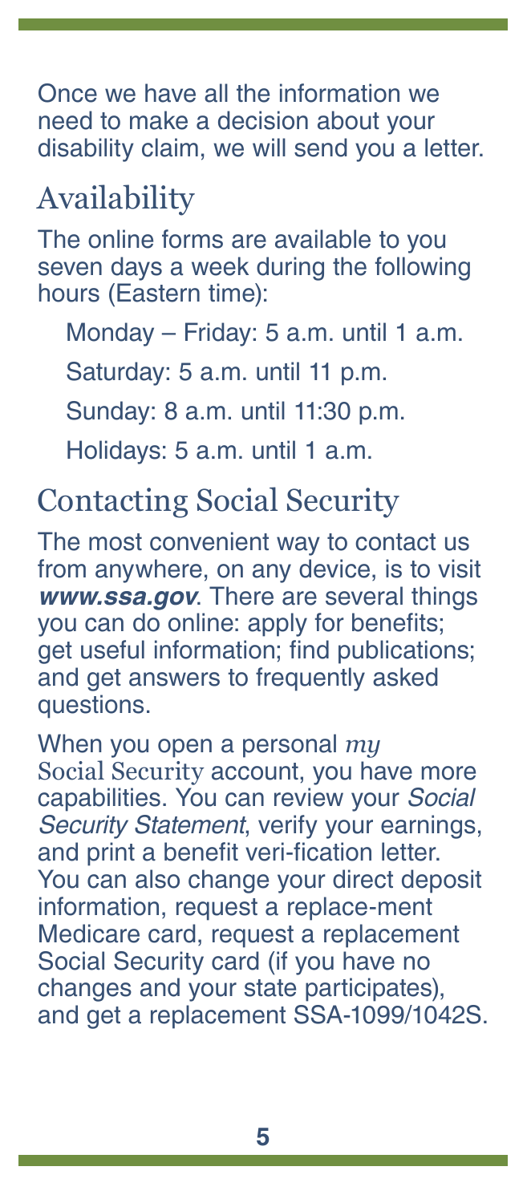Once we have all the information we need to make a decision about your disability claim, we will send you a letter.

## Availability

The online forms are available to you seven days a week during the following hours (Eastern time):

Monday – Friday: 5 a.m. until 1 a.m.

Saturday: 5 a.m. until 11 p.m.

Sunday: 8 a.m. until 11:30 p.m.

Holidays: 5 a.m. until 1 a.m.

## Contacting Social Security

The most convenient way to contact us from anywhere, on any device, is to visit ***www.ssa.gov***. There are several things you can do online: apply for benefits; get useful information; find publications; and get answers to frequently asked questions.

When you open a personal *my* Social Security account, you have more capabilities. You can review your *Social Security Statement*, verify your earnings, and print a benefit veri-fication letter. You can also change your direct deposit information, request a replace-ment Medicare card, request a replacement Social Security card (if you have no changes and your state participates), and get a replacement SSA-1099/1042S.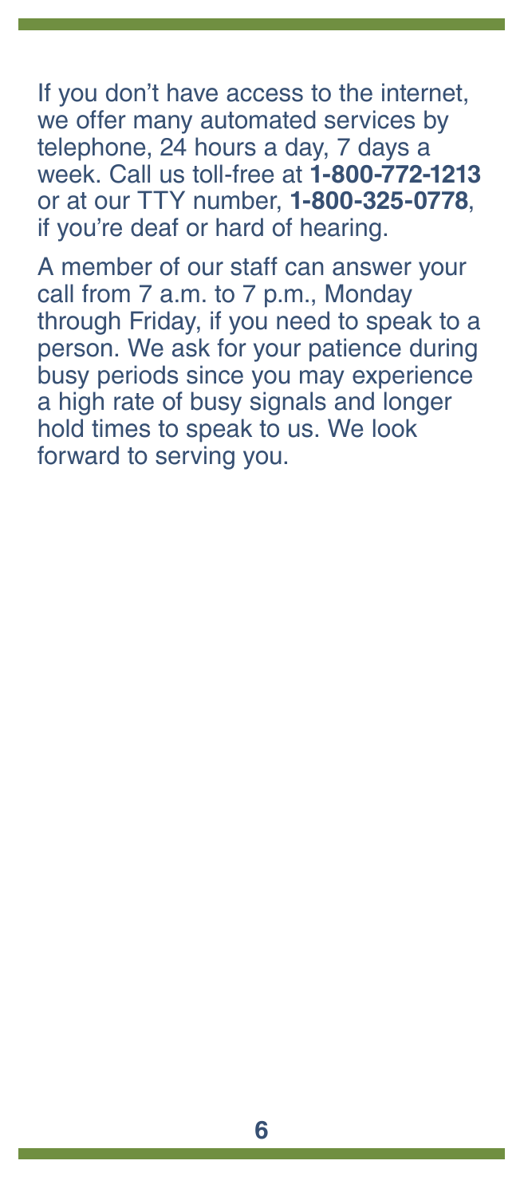If you don't have access to the internet, we offer many automated services by telephone, 24 hours a day, 7 days a week. Call us toll-free at **1-800-772-1213** or at our TTY number, **1-800-325-0778**, if you're deaf or hard of hearing.

A member of our staff can answer your call from 7 a.m. to 7 p.m., Monday through Friday, if you need to speak to a person. We ask for your patience during busy periods since you may experience a high rate of busy signals and longer hold times to speak to us. We look forward to serving you.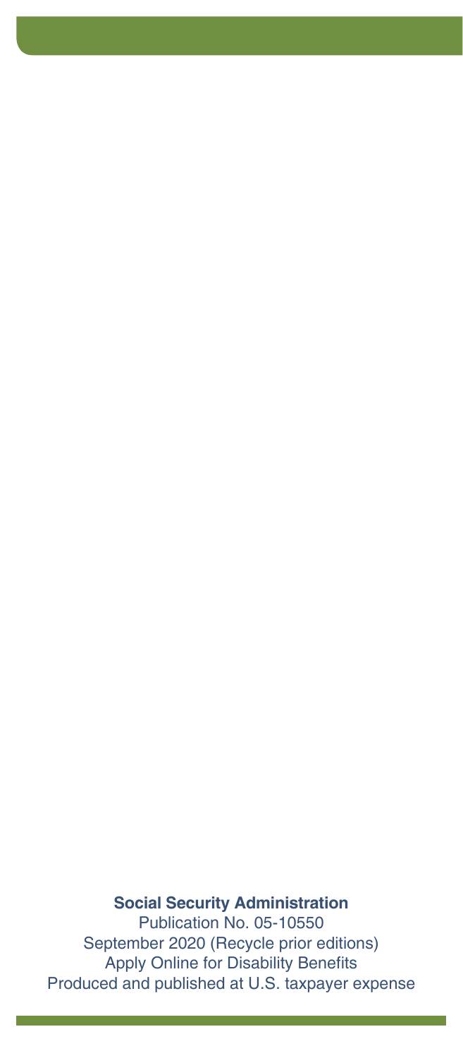**Social Security Administration**

Publication No. 05-10550

September 2020 (Recycle prior editions)

Apply Online for Disability Benefits

Produced and published at U.S. taxpayer expense